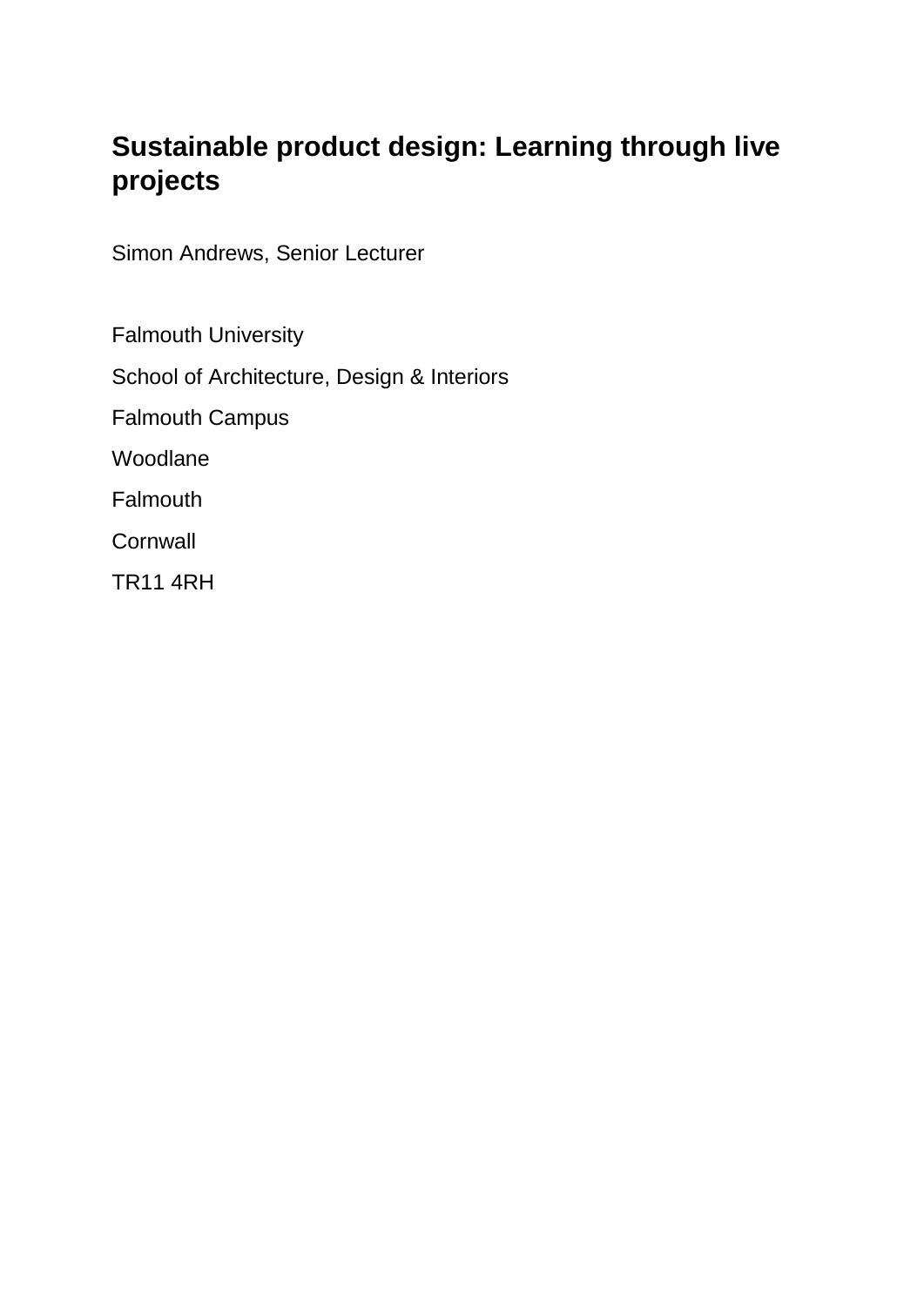# Sustainable product design: Learning through live projects

Simon Andrews, Senior Lecturer

Falmouth University

School of Architecture, Design & Interiors

Falmouth Campus

Woodlane

Falmouth

Cornwall

TR11 4RH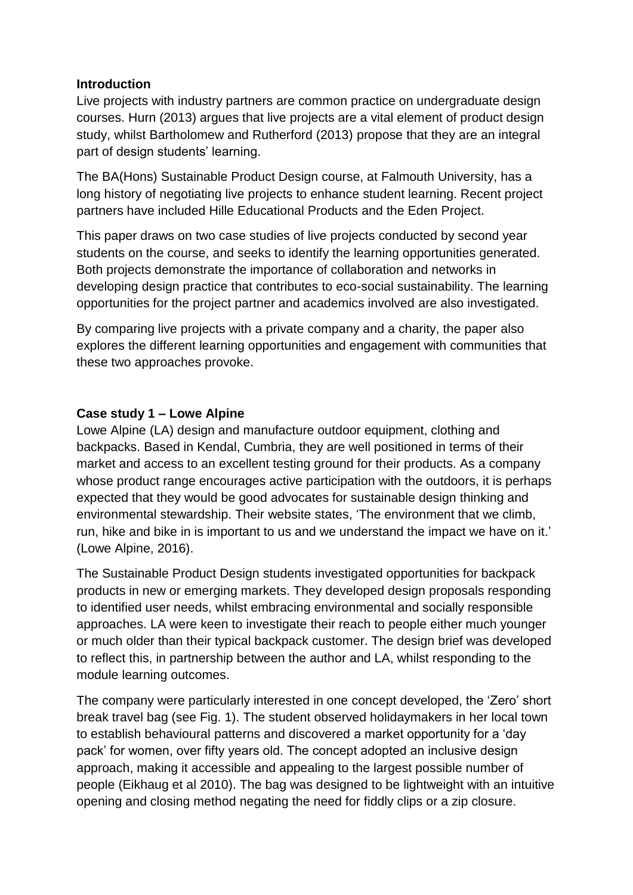**Introduction**

Live projects with industry partners are common practice on undergraduate design courses. Hurn (2013) argues that live projects are a vital element of product design study, whilst Bartholomew and Rutherford (2013) propose that they are an integral part of design students' learning.

The BA(Hons) Sustainable Product Design course, at Falmouth University, has a long history of negotiating live projects to enhance student learning. Recent project partners have included Hille Educational Products and the Eden Project.

This paper draws on two case studies of live projects conducted by second year students on the course, and seeks to identify the learning opportunities generated. Both projects demonstrate the importance of collaboration and networks in developing design practice that contributes to eco-social sustainability. The learning opportunities for the project partner and academics involved are also investigated.

By comparing live projects with a private company and a charity, the paper also explores the different learning opportunities and engagement with communities that these two approaches provoke.

**Case study 1 – Lowe Alpine**

Lowe Alpine (LA) design and manufacture outdoor equipment, clothing and backpacks. Based in Kendal, Cumbria, they are well positioned in terms of their market and access to an excellent testing ground for their products. As a company whose product range encourages active participation with the outdoors, it is perhaps expected that they would be good advocates for sustainable design thinking and environmental stewardship. Their website states, 'The environment that we climb, run, hike and bike in is important to us and we understand the impact we have on it.' (Lowe Alpine, 2016).

The Sustainable Product Design students investigated opportunities for backpack products in new or emerging markets. They developed design proposals responding to identified user needs, whilst embracing environmental and socially responsible approaches. LA were keen to investigate their reach to people either much younger or much older than their typical backpack customer. The design brief was developed to reflect this, in partnership between the author and LA, whilst responding to the module learning outcomes.

The company were particularly interested in one concept developed, the 'Zero' short break travel bag (see Fig. 1). The student observed holidaymakers in her local town to establish behavioural patterns and discovered a market opportunity for a 'day pack' for women, over fifty years old. The concept adopted an inclusive design approach, making it accessible and appealing to the largest possible number of people (Eikhaug et al 2010). The bag was designed to be lightweight with an intuitive opening and closing method negating the need for fiddly clips or a zip closure.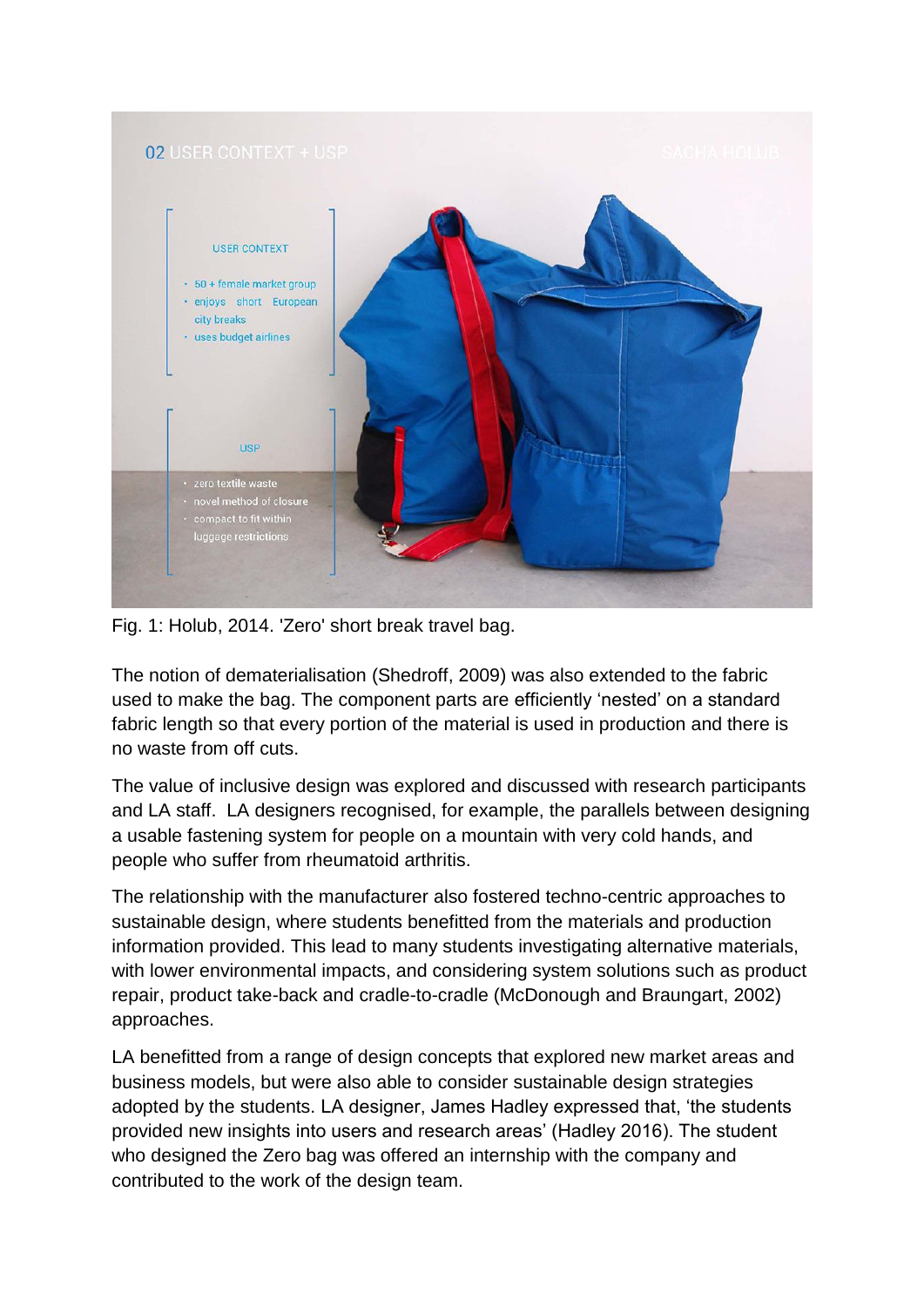Fig. 1: Holub, 2014. 'Zero' short break travel bag.

The notion of dematerialisation (Shedroff, 2009) was also extended to the fabric used to make the bag. The component parts are efficiently 'nested' on a standard fabric length so that every portion of the material is used in production and there is no waste from off cuts.

The value of inclusive design was explored and discussed with research participants and LA staff. LA designers recognised, for example, the parallels between designing a usable fastening system for people on a mountain with very cold hands, and people who suffer from rheumatoid arthritis.

The relationship with the manufacturer also fostered techno-centric approaches to sustainable design, where students benefitted from the materials and production information provided. This lead to many students investigating alternative materials, with lower environmental impacts, and considering system solutions such as product repair, product take-back and cradle-to-cradle (McDonough and Braungart, 2002) approaches.

LA benefitted from a range of design concepts that explored new market areas and business models, but were also able to consider sustainable design strategies adopted by the students. LA designer, James Hadley expressed that, 'the students provided new insights into users and research areas' (Hadley 2016). The student who designed the Zero bag was offered an internship with the company and contributed to the work of the design team.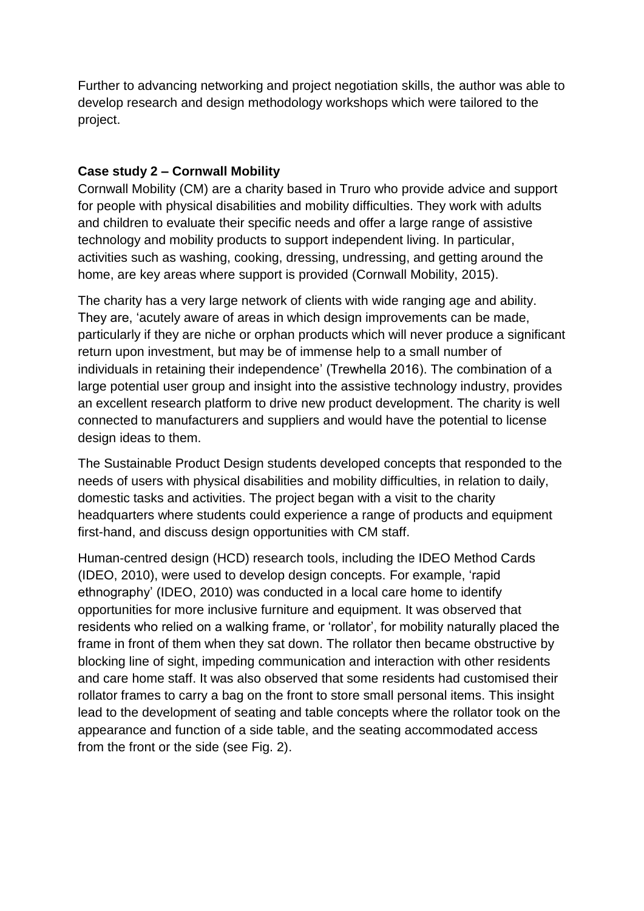Further to advancing networking and project negotiation skills, the author was able to develop research and design methodology workshops which were tailored to the project.

**Case study 2 – Cornwall Mobility**

Cornwall Mobility (CM) are a charity based in Truro who provide advice and support for people with physical disabilities and mobility difficulties. They work with adults and children to evaluate their specific needs and offer a large range of assistive technology and mobility products to support independent living. In particular, activities such as washing, cooking, dressing, undressing, and getting around the home, are key areas where support is provided (Cornwall Mobility, 2015).

The charity has a very large network of clients with wide ranging age and ability. They are, 'acutely aware of areas in which design improvements can be made, particularly if they are niche or orphan products which will never produce a significant return upon investment, but may be of immense help to a small number of individuals in retaining their independence' (Trewhella 2016). The combination of a large potential user group and insight into the assistive technology industry, provides an excellent research platform to drive new product development. The charity is well connected to manufacturers and suppliers and would have the potential to license design ideas to them.

The Sustainable Product Design students developed concepts that responded to the needs of users with physical disabilities and mobility difficulties, in relation to daily, domestic tasks and activities. The project began with a visit to the charity headquarters where students could experience a range of products and equipment first-hand, and discuss design opportunities with CM staff.

Human-centred design (HCD) research tools, including the IDEO Method Cards (IDEO, 2010), were used to develop design concepts. For example, 'rapid ethnography' (IDEO, 2010) was conducted in a local care home to identify opportunities for more inclusive furniture and equipment. It was observed that residents who relied on a walking frame, or 'rollator', for mobility naturally placed the frame in front of them when they sat down. The rollator then became obstructive by blocking line of sight, impeding communication and interaction with other residents and care home staff. It was also observed that some residents had customised their rollator frames to carry a bag on the front to store small personal items. This insight lead to the development of seating and table concepts where the rollator took on the appearance and function of a side table, and the seating accommodated access from the front or the side (see Fig. 2).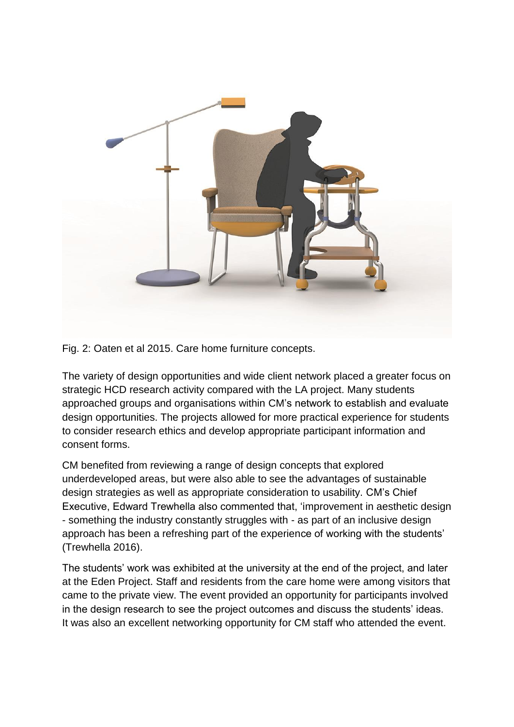Fig. 2: Oaten et al 2015. Care home furniture concepts.

The variety of design opportunities and wide client network placed a greater focus on strategic HCD research activity compared with the LA project. Many students approached groups and organisations within CM's network to establish and evaluate design opportunities. The projects allowed for more practical experience for students to consider research ethics and develop appropriate participant information and consent forms.

CM benefited from reviewing a range of design concepts that explored underdeveloped areas, but were also able to see the advantages of sustainable design strategies as well as appropriate consideration to usability. CM's Chief Executive, Edward Trewhella also commented that, 'improvement in aesthetic design - something the industry constantly struggles with - as part of an inclusive design approach has been a refreshing part of the experience of working with the students' (Trewhella 2016).

The students' work was exhibited at the university at the end of the project, and later at the Eden Project. Staff and residents from the care home were among visitors that came to the private view. The event provided an opportunity for participants involved in the design research to see the project outcomes and discuss the students' ideas. It was also an excellent networking opportunity for CM staff who attended the event.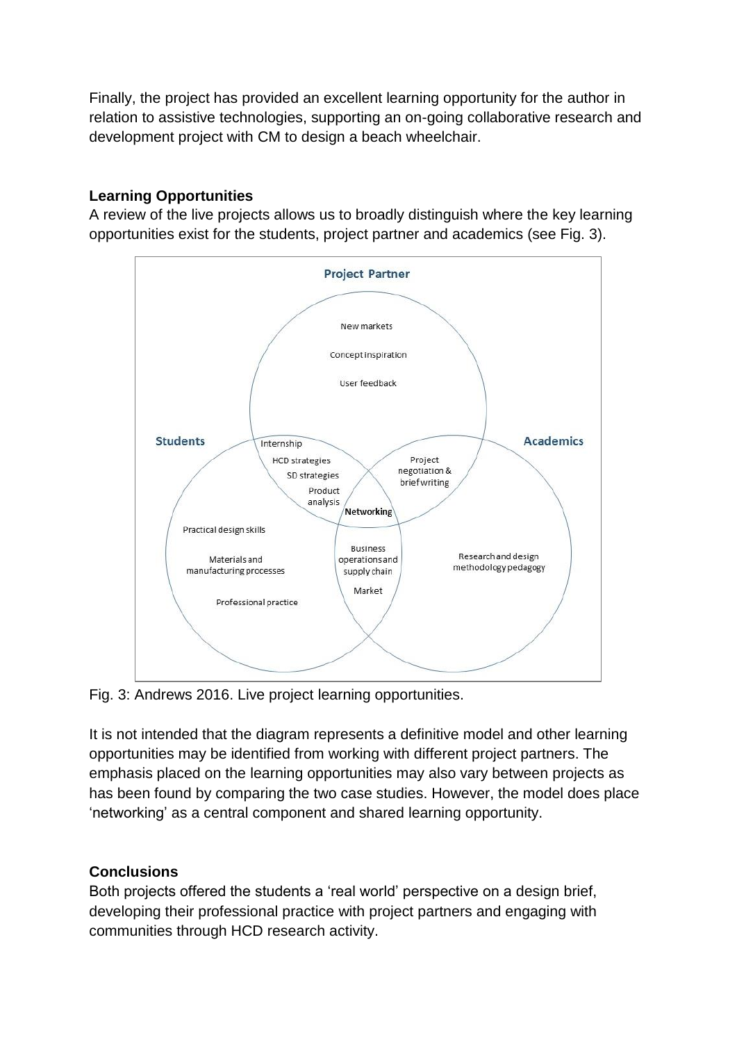Finally, the project has provided an excellent learning opportunity for the author in relation to assistive technologies, supporting an on-going collaborative research and development project with CM to design a beach wheelchair.

**Learning Opportunities**

A review of the live projects allows us to broadly distinguish where the key learning opportunities exist for the students, project partner and academics (see Fig. 3).

Fig. 3: Andrews 2016. Live project learning opportunities.

It is not intended that the diagram represents a definitive model and other learning opportunities may be identified from working with different project partners. The emphasis placed on the learning opportunities may also vary between projects as has been found by comparing the two case studies. However, the model does place 'networking' as a central component and shared learning opportunity.

**Conclusions**

Both projects offered the students a 'real world' perspective on a design brief, developing their professional practice with project partners and engaging with communities through HCD research activity.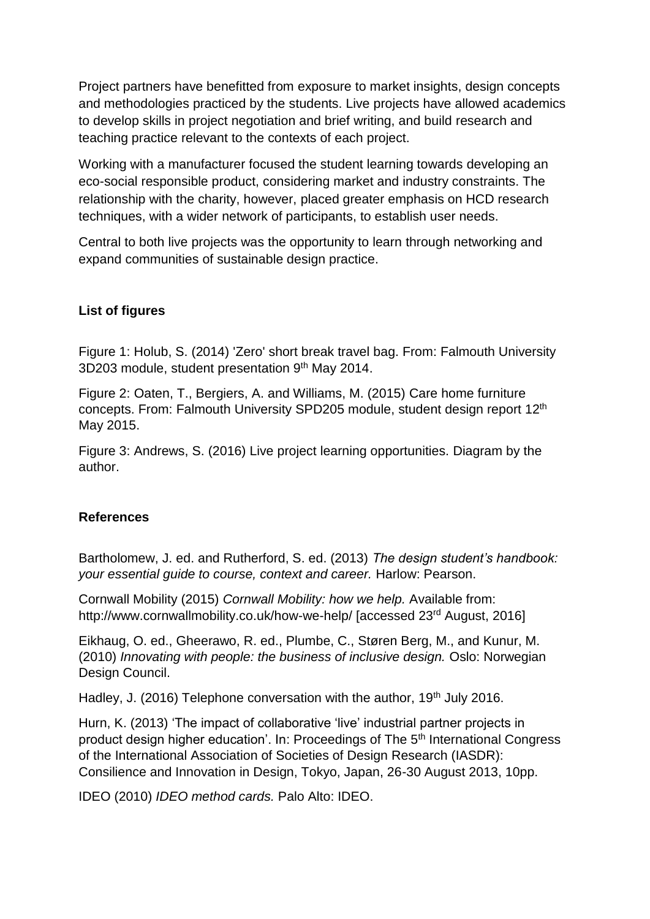Project partners have benefitted from exposure to market insights, design concepts and methodologies practiced by the students. Live projects have allowed academics to develop skills in project negotiation and brief writing, and build research and teaching practice relevant to the contexts of each project.

Working with a manufacturer focused the student learning towards developing an eco-social responsible product, considering market and industry constraints. The relationship with the charity, however, placed greater emphasis on HCD research techniques, with a wider network of participants, to establish user needs.

Central to both live projects was the opportunity to learn through networking and expand communities of sustainable design practice.

## List of figures

Figure 1: Holub, S. (2014) 'Zero' short break travel bag. From: Falmouth University 3D203 module, student presentation 9th May 2014.

Figure 2: Oaten, T., Bergiers, A. and Williams, M. (2015) Care home furniture concepts. From: Falmouth University SPD205 module, student design report 12th May 2015.

Figure 3: Andrews, S. (2016) Live project learning opportunities. Diagram by the author.

## References

Bartholomew, J. ed. and Rutherford, S. ed. (2013) *The design student's handbook: your essential guide to course, context and career.* Harlow: Pearson.

Cornwall Mobility (2015) *Cornwall Mobility: how we help.* Available from: http://www.cornwallmobility.co.uk/how-we-help/ [accessed 23rd August, 2016]

Eikhaug, O. ed., Gheerawo, R. ed., Plumbe, C., Støren Berg, M., and Kunur, M. (2010) *Innovating with people: the business of inclusive design.* Oslo: Norwegian Design Council.

Hadley, J. (2016) Telephone conversation with the author, 19th July 2016.

Hurn, K. (2013) 'The impact of collaborative 'live' industrial partner projects in product design higher education'. In: Proceedings of The 5th International Congress of the International Association of Societies of Design Research (IASDR): Consilience and Innovation in Design, Tokyo, Japan, 26-30 August 2013, 10pp.

IDEO (2010) *IDEO method cards.* Palo Alto: IDEO.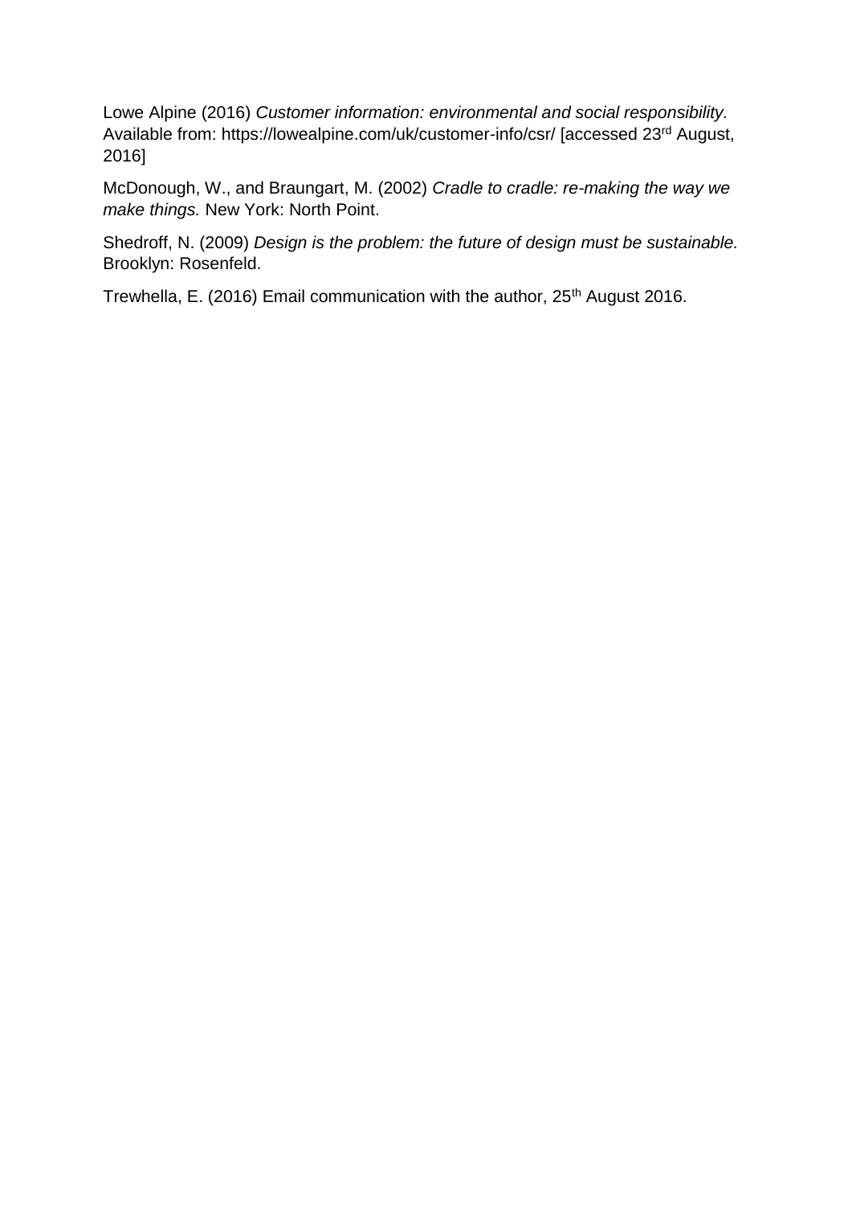Lowe Alpine (2016) *Customer information: environmental and social responsibility.* Available from: https://lowealpine.com/uk/customer-info/csr/ [accessed 23rd August, 2016]

McDonough, W., and Braungart, M. (2002) *Cradle to cradle: re-making the way we make things.* New York: North Point.

Shedroff, N. (2009) *Design is the problem: the future of design must be sustainable.* Brooklyn: Rosenfeld.

Trewhella, E. (2016) Email communication with the author, 25th August 2016.